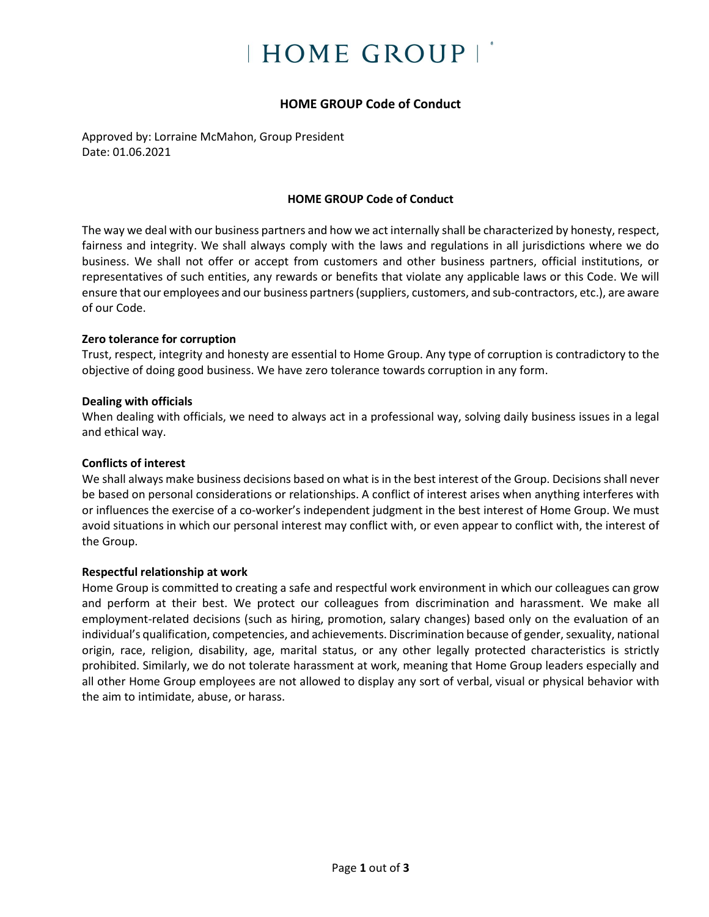# HOME GROUP

## HOME GROUP Code of Conduct

Approved by: Lorraine McMahon, Group President
Date: 01.06.2021

### HOME GROUP Code of Conduct

The way we deal with our business partners and how we act internally shall be characterized by honesty, respect, fairness and integrity. We shall always comply with the laws and regulations in all jurisdictions where we do business. We shall not offer or accept from customers and other business partners, official institutions, or representatives of such entities, any rewards or benefits that violate any applicable laws or this Code. We will ensure that our employees and our business partners (suppliers, customers, and sub-contractors, etc.), are aware of our Code.

**Zero tolerance for corruption**
Trust, respect, integrity and honesty are essential to Home Group. Any type of corruption is contradictory to the objective of doing good business. We have zero tolerance towards corruption in any form.

**Dealing with officials**
When dealing with officials, we need to always act in a professional way, solving daily business issues in a legal and ethical way.

**Conflicts of interest**
We shall always make business decisions based on what is in the best interest of the Group. Decisions shall never be based on personal considerations or relationships. A conflict of interest arises when anything interferes with or influences the exercise of a co-worker's independent judgment in the best interest of Home Group. We must avoid situations in which our personal interest may conflict with, or even appear to conflict with, the interest of the Group.

**Respectful relationship at work**
Home Group is committed to creating a safe and respectful work environment in which our colleagues can grow and perform at their best. We protect our colleagues from discrimination and harassment. We make all employment-related decisions (such as hiring, promotion, salary changes) based only on the evaluation of an individual's qualification, competencies, and achievements. Discrimination because of gender, sexuality, national origin, race, religion, disability, age, marital status, or any other legally protected characteristics is strictly prohibited. Similarly, we do not tolerate harassment at work, meaning that Home Group leaders especially and all other Home Group employees are not allowed to display any sort of verbal, visual or physical behavior with the aim to intimidate, abuse, or harass.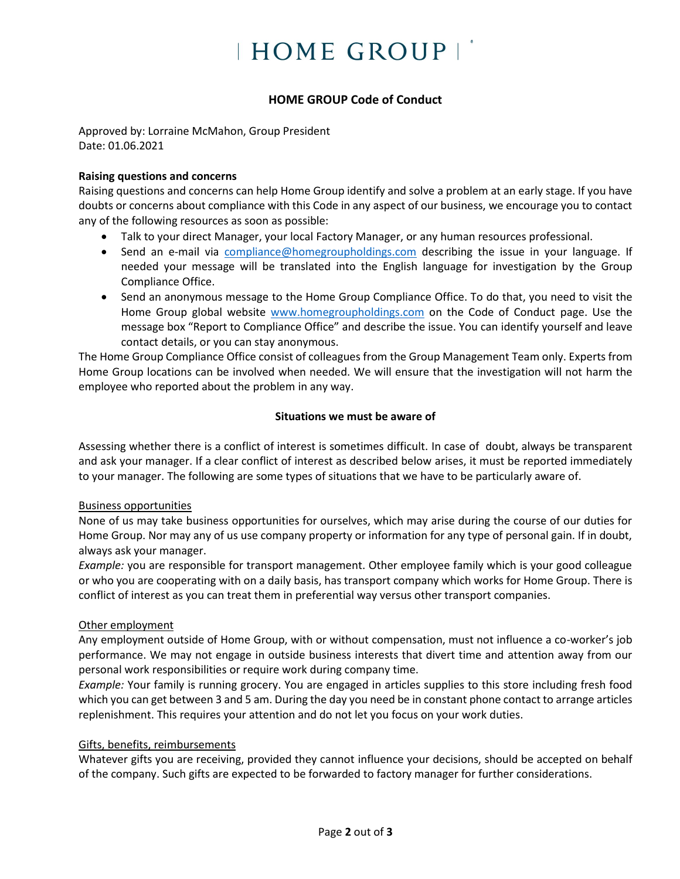# HOME GROUP

## HOME GROUP Code of Conduct

Approved by: Lorraine McMahon, Group President
Date: 01.06.2021

**Raising questions and concerns**

Raising questions and concerns can help Home Group identify and solve a problem at an early stage. If you have doubts or concerns about compliance with this Code in any aspect of our business, we encourage you to contact any of the following resources as soon as possible:

- Talk to your direct Manager, your local Factory Manager, or any human resources professional.
- Send an e-mail via compliance@homegroupholdings.com describing the issue in your language. If needed your message will be translated into the English language for investigation by the Group Compliance Office.
- Send an anonymous message to the Home Group Compliance Office. To do that, you need to visit the Home Group global website www.homegroupholdings.com on the Code of Conduct page. Use the message box "Report to Compliance Office" and describe the issue. You can identify yourself and leave contact details, or you can stay anonymous.

The Home Group Compliance Office consist of colleagues from the Group Management Team only. Experts from Home Group locations can be involved when needed. We will ensure that the investigation will not harm the employee who reported about the problem in any way.

### Situations we must be aware of

Assessing whether there is a conflict of interest is sometimes difficult. In case of doubt, always be transparent and ask your manager. If a clear conflict of interest as described below arises, it must be reported immediately to your manager. The following are some types of situations that we have to be particularly aware of.

Business opportunities

None of us may take business opportunities for ourselves, which may arise during the course of our duties for Home Group. Nor may any of us use company property or information for any type of personal gain. If in doubt, always ask your manager.

*Example:* you are responsible for transport management. Other employee family which is your good colleague or who you are cooperating with on a daily basis, has transport company which works for Home Group. There is conflict of interest as you can treat them in preferential way versus other transport companies.

Other employment

Any employment outside of Home Group, with or without compensation, must not influence a co-worker's job performance. We may not engage in outside business interests that divert time and attention away from our personal work responsibilities or require work during company time.

*Example:* Your family is running grocery. You are engaged in articles supplies to this store including fresh food which you can get between 3 and 5 am. During the day you need be in constant phone contact to arrange articles replenishment. This requires your attention and do not let you focus on your work duties.

Gifts, benefits, reimbursements

Whatever gifts you are receiving, provided they cannot influence your decisions, should be accepted on behalf of the company. Such gifts are expected to be forwarded to factory manager for further considerations.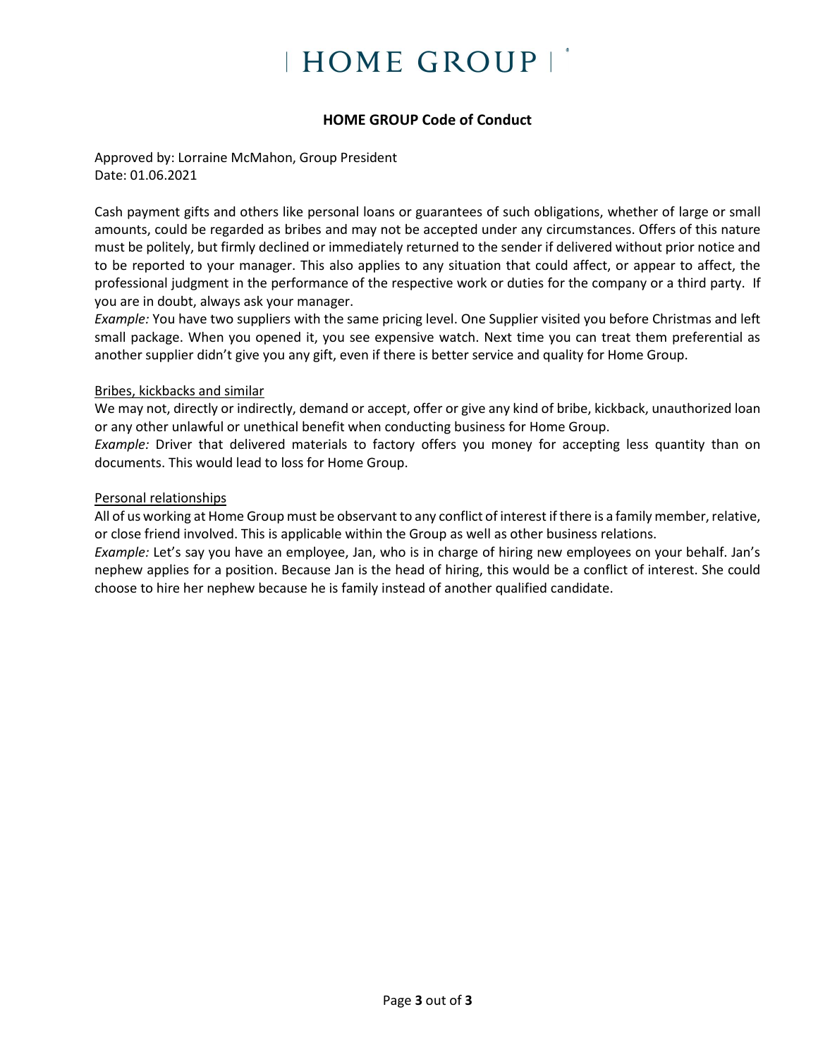# HOME GROUP

## HOME GROUP Code of Conduct

Approved by: Lorraine McMahon, Group President
Date: 01.06.2021

Cash payment gifts and others like personal loans or guarantees of such obligations, whether of large or small amounts, could be regarded as bribes and may not be accepted under any circumstances. Offers of this nature must be politely, but firmly declined or immediately returned to the sender if delivered without prior notice and to be reported to your manager. This also applies to any situation that could affect, or appear to affect, the professional judgment in the performance of the respective work or duties for the company or a third party. If you are in doubt, always ask your manager.

*Example:* You have two suppliers with the same pricing level. One Supplier visited you before Christmas and left small package. When you opened it, you see expensive watch. Next time you can treat them preferential as another supplier didn't give you any gift, even if there is better service and quality for Home Group.

### Bribes, kickbacks and similar

We may not, directly or indirectly, demand or accept, offer or give any kind of bribe, kickback, unauthorized loan or any other unlawful or unethical benefit when conducting business for Home Group.

*Example:* Driver that delivered materials to factory offers you money for accepting less quantity than on documents. This would lead to loss for Home Group.

### Personal relationships

All of us working at Home Group must be observant to any conflict of interest if there is a family member, relative, or close friend involved. This is applicable within the Group as well as other business relations.

*Example:* Let's say you have an employee, Jan, who is in charge of hiring new employees on your behalf. Jan's nephew applies for a position. Because Jan is the head of hiring, this would be a conflict of interest. She could choose to hire her nephew because he is family instead of another qualified candidate.